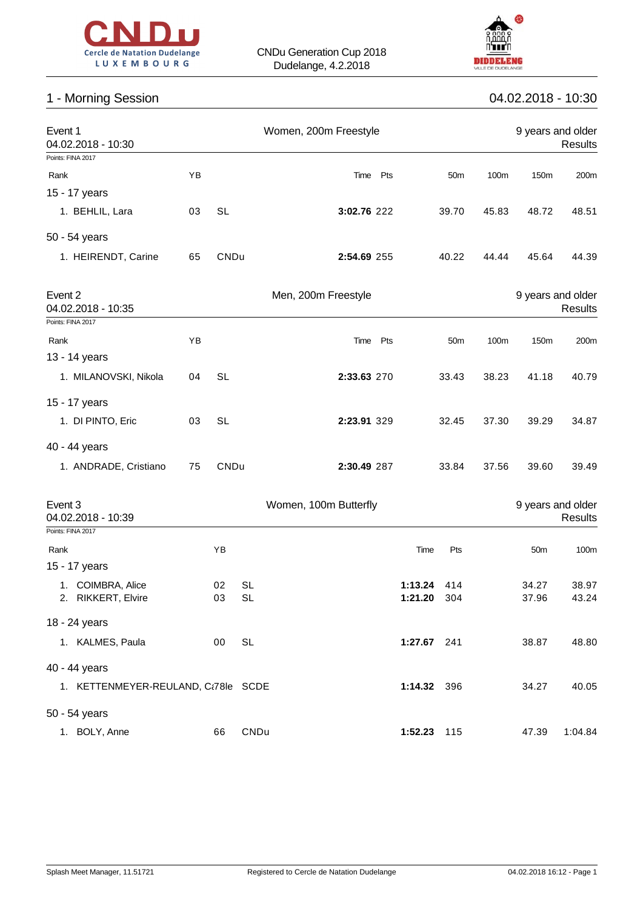CNDu Generation Cup 2018
Dudelange, 4.2.2018

## 1 - Morning Session

04.02.2018 - 10:30

### Event 1 — Women, 200m Freestyle

04.02.2018 - 10:30 — 9 years and older — Results

Points: FINA 2017

| Rank | YB | | Time | Pts | 50m | 100m | 150m | 200m |
|---|---|---|---|---|---|---|---|---|
| **15 - 17 years** | | | | | | | | |
| 1. BEHLIL, Lara | 03 | SL | **3:02.76** | 222 | 39.70 | 45.83 | 48.72 | 48.51 |
| **50 - 54 years** | | | | | | | | |
| 1. HEIRENDT, Carine | 65 | CNDu | **2:54.69** | 255 | 40.22 | 44.44 | 45.64 | 44.39 |

### Event 2 — Men, 200m Freestyle

04.02.2018 - 10:35 — 9 years and older — Results

Points: FINA 2017

| Rank | YB | | Time | Pts | 50m | 100m | 150m | 200m |
|---|---|---|---|---|---|---|---|---|
| **13 - 14 years** | | | | | | | | |
| 1. MILANOVSKI, Nikola | 04 | SL | **2:33.63** | 270 | 33.43 | 38.23 | 41.18 | 40.79 |
| **15 - 17 years** | | | | | | | | |
| 1. DI PINTO, Eric | 03 | SL | **2:23.91** | 329 | 32.45 | 37.30 | 39.29 | 34.87 |
| **40 - 44 years** | | | | | | | | |
| 1. ANDRADE, Cristiano | 75 | CNDu | **2:30.49** | 287 | 33.84 | 37.56 | 39.60 | 39.49 |

### Event 3 — Women, 100m Butterfly

04.02.2018 - 10:39 — 9 years and older — Results

Points: FINA 2017

| Rank | YB | | Time | Pts | 50m | 100m |
|---|---|---|---|---|---|---|
| **15 - 17 years** | | | | | | |
| 1. COIMBRA, Alice | 02 | SL | **1:13.24** | 414 | 34.27 | 38.97 |
| 2. RIKKERT, Elvire | 03 | SL | **1:21.20** | 304 | 37.96 | 43.24 |
| **18 - 24 years** | | | | | | |
| 1. KALMES, Paula | 00 | SL | **1:27.67** | 241 | 38.87 | 48.80 |
| **40 - 44 years** | | | | | | |
| 1. KETTENMEYER-REULAND, Ca | 78 | SCDE | **1:14.32** | 396 | 34.27 | 40.05 |
| **50 - 54 years** | | | | | | |
| 1. BOLY, Anne | 66 | CNDu | **1:52.23** | 115 | 47.39 | 1:04.84 |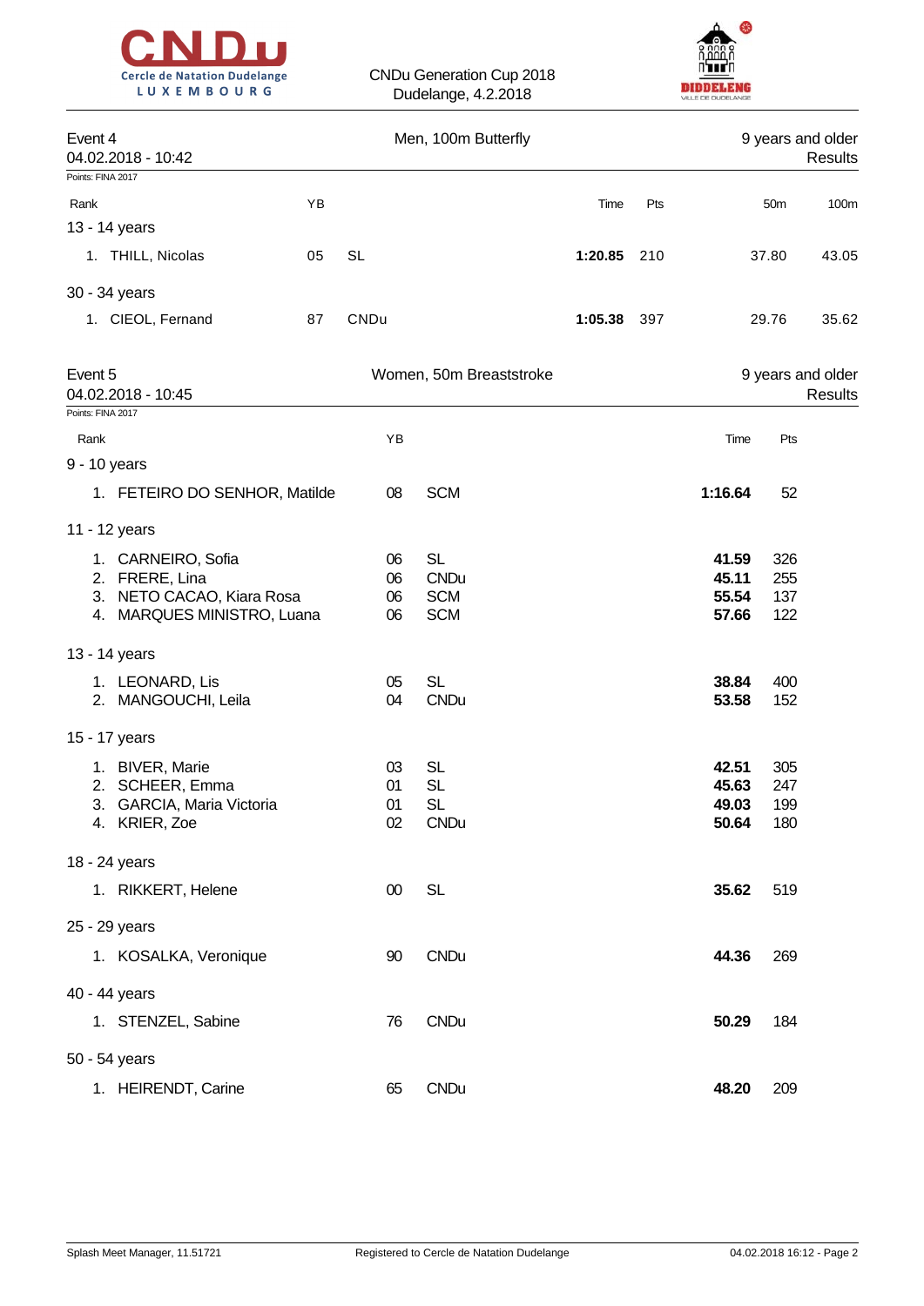CNDu Generation Cup 2018
Dudelange, 4.2.2018

## Event 4 — Men, 100m Butterfly — 9 years and older — Results

04.02.2018 - 10:42

Points: FINA 2017

| Rank | | YB | | Time | Pts | 50m | 100m |
|---|---|---|---|---|---|---|---|
| **13 - 14 years** | | | | | | | |
| 1. | THILL, Nicolas | 05 | SL | **1:20.85** | 210 | 37.80 | 43.05 |
| **30 - 34 years** | | | | | | | |
| 1. | CIEOL, Fernand | 87 | CNDu | **1:05.38** | 397 | 29.76 | 35.62 |

## Event 5 — Women, 50m Breaststroke — 9 years and older — Results

04.02.2018 - 10:45

Points: FINA 2017

| Rank | | YB | | Time | Pts |
|---|---|---|---|---|---|
| **9 - 10 years** | | | | | |
| 1. | FETEIRO DO SENHOR, Matilde | 08 | SCM | **1:16.64** | 52 |
| **11 - 12 years** | | | | | |
| 1. | CARNEIRO, Sofia | 06 | SL | **41.59** | 326 |
| 2. | FRERE, Lina | 06 | CNDu | **45.11** | 255 |
| 3. | NETO CACAO, Kiara Rosa | 06 | SCM | **55.54** | 137 |
| 4. | MARQUES MINISTRO, Luana | 06 | SCM | **57.66** | 122 |
| **13 - 14 years** | | | | | |
| 1. | LEONARD, Lis | 05 | SL | **38.84** | 400 |
| 2. | MANGOUCHI, Leila | 04 | CNDu | **53.58** | 152 |
| **15 - 17 years** | | | | | |
| 1. | BIVER, Marie | 03 | SL | **42.51** | 305 |
| 2. | SCHEER, Emma | 01 | SL | **45.63** | 247 |
| 3. | GARCIA, Maria Victoria | 01 | SL | **49.03** | 199 |
| 4. | KRIER, Zoe | 02 | CNDu | **50.64** | 180 |
| **18 - 24 years** | | | | | |
| 1. | RIKKERT, Helene | 00 | SL | **35.62** | 519 |
| **25 - 29 years** | | | | | |
| 1. | KOSALKA, Veronique | 90 | CNDu | **44.36** | 269 |
| **40 - 44 years** | | | | | |
| 1. | STENZEL, Sabine | 76 | CNDu | **50.29** | 184 |
| **50 - 54 years** | | | | | |
| 1. | HEIRENDT, Carine | 65 | CNDu | **48.20** | 209 |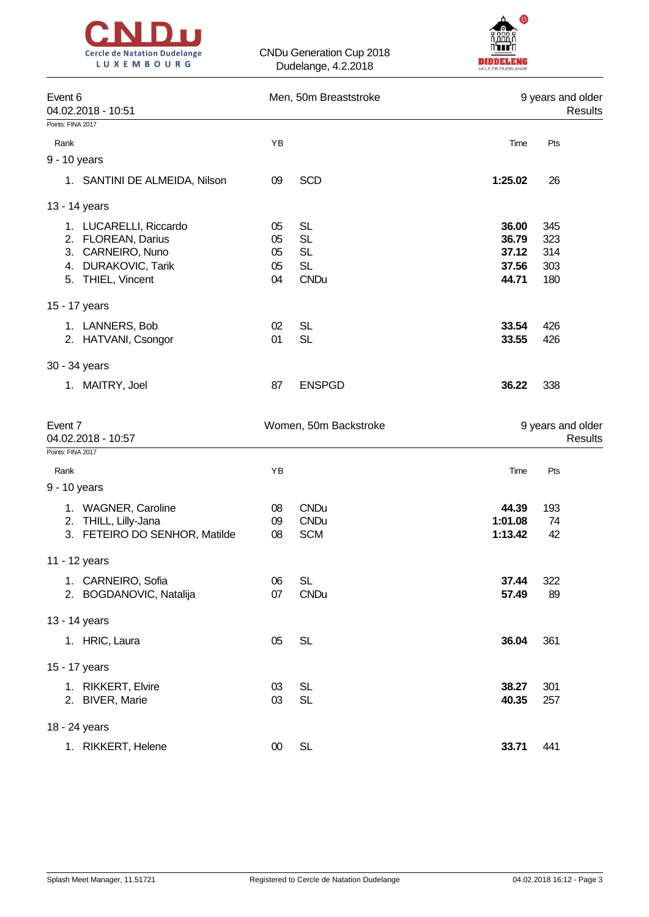CNDu Generation Cup 2018
Dudelange, 4.2.2018

## Event 6 — Men, 50m Breaststroke — 9 years and older

04.02.2018 - 10:51 — Results

Points: FINA 2017

| Rank | Name | YB | Club | Time | Pts |
|---|---|---|---|---|---|
| **9 - 10 years** | | | | | |
| 1. | SANTINI DE ALMEIDA, Nilson | 09 | SCD | **1:25.02** | 26 |
| **13 - 14 years** | | | | | |
| 1. | LUCARELLI, Riccardo | 05 | SL | **36.00** | 345 |
| 2. | FLOREAN, Darius | 05 | SL | **36.79** | 323 |
| 3. | CARNEIRO, Nuno | 05 | SL | **37.12** | 314 |
| 4. | DURAKOVIC, Tarik | 05 | SL | **37.56** | 303 |
| 5. | THIEL, Vincent | 04 | CNDu | **44.71** | 180 |
| **15 - 17 years** | | | | | |
| 1. | LANNERS, Bob | 02 | SL | **33.54** | 426 |
| 2. | HATVANI, Csongor | 01 | SL | **33.55** | 426 |
| **30 - 34 years** | | | | | |
| 1. | MAITRY, Joel | 87 | ENSPGD | **36.22** | 338 |

## Event 7 — Women, 50m Backstroke — 9 years and older

04.02.2018 - 10:57 — Results

Points: FINA 2017

| Rank | Name | YB | Club | Time | Pts |
|---|---|---|---|---|---|
| **9 - 10 years** | | | | | |
| 1. | WAGNER, Caroline | 08 | CNDu | **44.39** | 193 |
| 2. | THILL, Lilly-Jana | 09 | CNDu | **1:01.08** | 74 |
| 3. | FETEIRO DO SENHOR, Matilde | 08 | SCM | **1:13.42** | 42 |
| **11 - 12 years** | | | | | |
| 1. | CARNEIRO, Sofia | 06 | SL | **37.44** | 322 |
| 2. | BOGDANOVIC, Natalija | 07 | CNDu | **57.49** | 89 |
| **13 - 14 years** | | | | | |
| 1. | HRIC, Laura | 05 | SL | **36.04** | 361 |
| **15 - 17 years** | | | | | |
| 1. | RIKKERT, Elvire | 03 | SL | **38.27** | 301 |
| 2. | BIVER, Marie | 03 | SL | **40.35** | 257 |
| **18 - 24 years** | | | | | |
| 1. | RIKKERT, Helene | 00 | SL | **33.71** | 441 |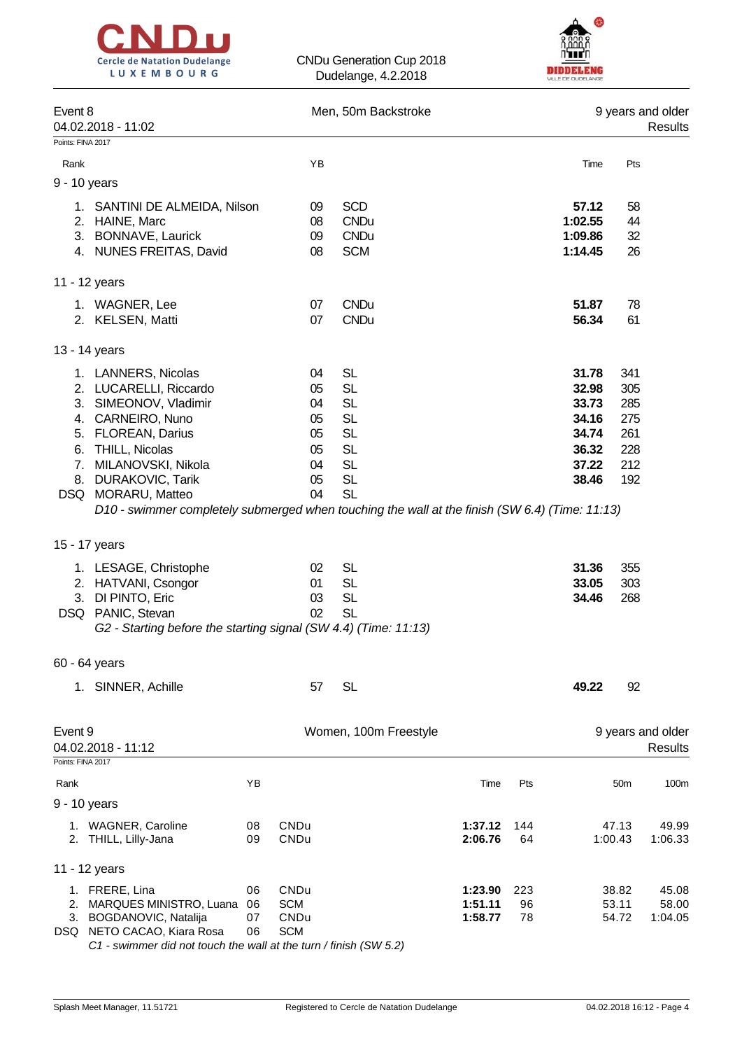CNDu Generation Cup 2018
Dudelange, 4.2.2018

## Event 8 — Men, 50m Backstroke — 9 years and older

04.02.2018 - 11:02 — Results

Points: FINA 2017

| Rank | Name | YB | Club | Time | Pts |
|---|---|---|---|---|---|
| **9 - 10 years** | | | | | |
| 1. | SANTINI DE ALMEIDA, Nilson | 09 | SCD | **57.12** | 58 |
| 2. | HAINE, Marc | 08 | CNDu | **1:02.55** | 44 |
| 3. | BONNAVE, Laurick | 09 | CNDu | **1:09.86** | 32 |
| 4. | NUNES FREITAS, David | 08 | SCM | **1:14.45** | 26 |
| **11 - 12 years** | | | | | |
| 1. | WAGNER, Lee | 07 | CNDu | **51.87** | 78 |
| 2. | KELSEN, Matti | 07 | CNDu | **56.34** | 61 |
| **13 - 14 years** | | | | | |
| 1. | LANNERS, Nicolas | 04 | SL | **31.78** | 341 |
| 2. | LUCARELLI, Riccardo | 05 | SL | **32.98** | 305 |
| 3. | SIMEONOV, Vladimir | 04 | SL | **33.73** | 285 |
| 4. | CARNEIRO, Nuno | 05 | SL | **34.16** | 275 |
| 5. | FLOREAN, Darius | 05 | SL | **34.74** | 261 |
| 6. | THILL, Nicolas | 05 | SL | **36.32** | 228 |
| 7. | MILANOVSKI, Nikola | 04 | SL | **37.22** | 212 |
| 8. | DURAKOVIC, Tarik | 05 | SL | **38.46** | 192 |
| DSQ | MORARU, Matteo | 04 | SL | | |

*D10 - swimmer completely submerged when touching the wall at the finish (SW 6.4) (Time: 11:13)*

| Rank | Name | YB | Club | Time | Pts |
|---|---|---|---|---|---|
| **15 - 17 years** | | | | | |
| 1. | LESAGE, Christophe | 02 | SL | **31.36** | 355 |
| 2. | HATVANI, Csongor | 01 | SL | **33.05** | 303 |
| 3. | DI PINTO, Eric | 03 | SL | **34.46** | 268 |
| DSQ | PANIC, Stevan | 02 | SL | | |

*G2 - Starting before the starting signal (SW 4.4) (Time: 11:13)*

| Rank | Name | YB | Club | Time | Pts |
|---|---|---|---|---|---|
| **60 - 64 years** | | | | | |
| 1. | SINNER, Achille | 57 | SL | **49.22** | 92 |

## Event 9 — Women, 100m Freestyle — 9 years and older

04.02.2018 - 11:12 — Results

Points: FINA 2017

| Rank | Name | YB | Club | Time | Pts | 50m | 100m |
|---|---|---|---|---|---|---|---|
| **9 - 10 years** | | | | | | | |
| 1. | WAGNER, Caroline | 08 | CNDu | **1:37.12** | 144 | 47.13 | 49.99 |
| 2. | THILL, Lilly-Jana | 09 | CNDu | **2:06.76** | 64 | 1:00.43 | 1:06.33 |
| **11 - 12 years** | | | | | | | |
| 1. | FRERE, Lina | 06 | CNDu | **1:23.90** | 223 | 38.82 | 45.08 |
| 2. | MARQUES MINISTRO, Luana | 06 | SCM | **1:51.11** | 96 | 53.11 | 58.00 |
| 3. | BOGDANOVIC, Natalija | 07 | CNDu | **1:58.77** | 78 | 54.72 | 1:04.05 |
| DSQ | NETO CACAO, Kiara Rosa | 06 | SCM | | | | |

*C1 - swimmer did not touch the wall at the turn / finish (SW 5.2)*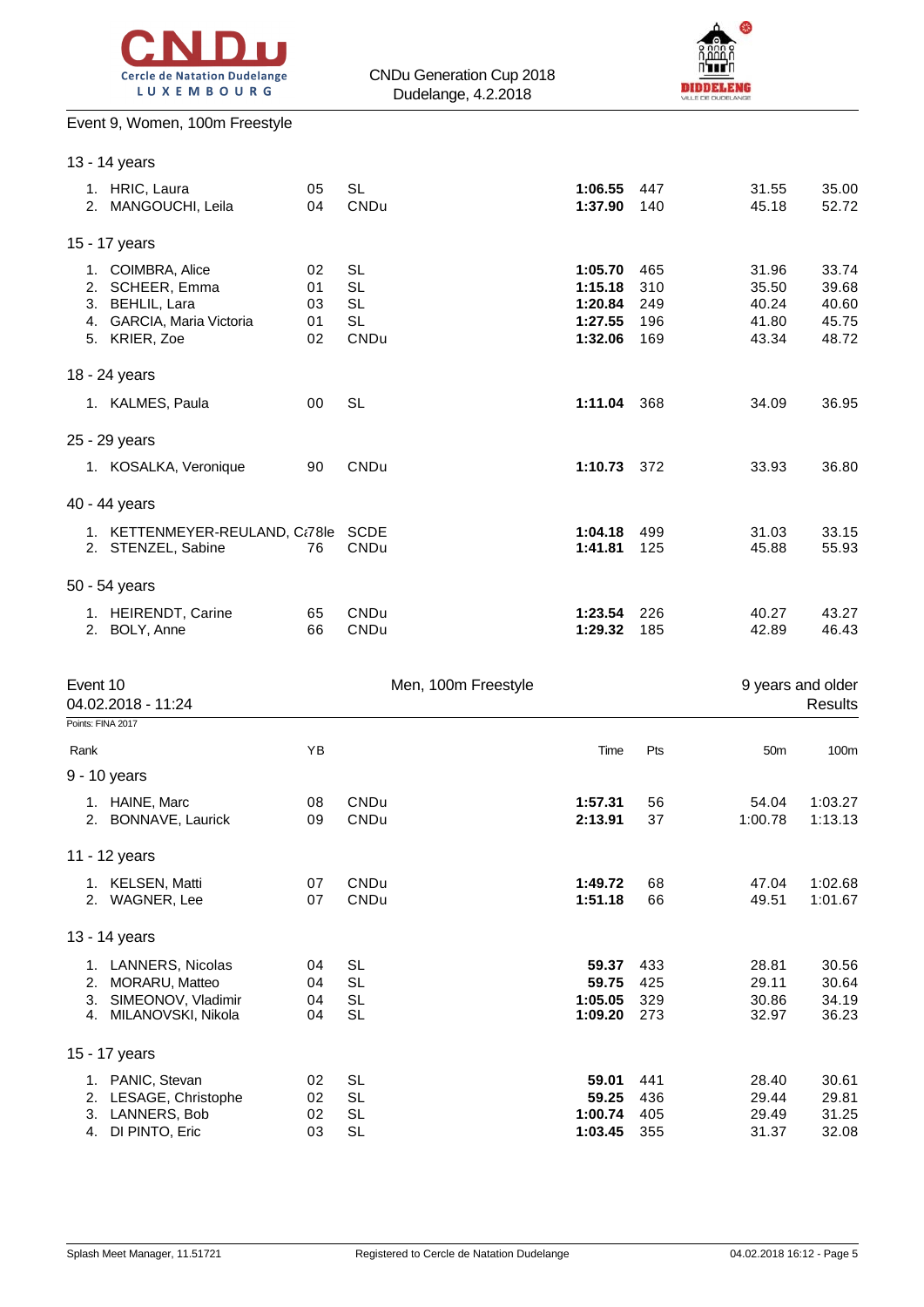CNDu Generation Cup 2018
Dudelange, 4.2.2018

## Event 9, Women, 100m Freestyle

| | | | | | | | |
|---|---|---|---|---|---|---|---|
| **13 - 14 years** | | | | | | | |
| 1. | HRIC, Laura | 05 | SL | **1:06.55** | 447 | 31.55 | 35.00 |
| 2. | MANGOUCHI, Leila | 04 | CNDu | **1:37.90** | 140 | 45.18 | 52.72 |
| **15 - 17 years** | | | | | | | |
| 1. | COIMBRA, Alice | 02 | SL | **1:05.70** | 465 | 31.96 | 33.74 |
| 2. | SCHEER, Emma | 01 | SL | **1:15.18** | 310 | 35.50 | 39.68 |
| 3. | BEHLIL, Lara | 03 | SL | **1:20.84** | 249 | 40.24 | 40.60 |
| 4. | GARCIA, Maria Victoria | 01 | SL | **1:27.55** | 196 | 41.80 | 45.75 |
| 5. | KRIER, Zoe | 02 | CNDu | **1:32.06** | 169 | 43.34 | 48.72 |
| **18 - 24 years** | | | | | | | |
| 1. | KALMES, Paula | 00 | SL | **1:11.04** | 368 | 34.09 | 36.95 |
| **25 - 29 years** | | | | | | | |
| 1. | KOSALKA, Veronique | 90 | CNDu | **1:10.73** | 372 | 33.93 | 36.80 |
| **40 - 44 years** | | | | | | | |
| 1. | KETTENMEYER-REULAND, Ca78le | | SCDE | **1:04.18** | 499 | 31.03 | 33.15 |
| 2. | STENZEL, Sabine | 76 | CNDu | **1:41.81** | 125 | 45.88 | 55.93 |
| **50 - 54 years** | | | | | | | |
| 1. | HEIRENDT, Carine | 65 | CNDu | **1:23.54** | 226 | 40.27 | 43.27 |
| 2. | BOLY, Anne | 66 | CNDu | **1:29.32** | 185 | 42.89 | 46.43 |

## Event 10 — Men, 100m Freestyle — 9 years and older

04.02.2018 - 11:24 — Results

Points: FINA 2017

| Rank | | YB | | Time | Pts | 50m | 100m |
|---|---|---|---|---|---|---|---|
| **9 - 10 years** | | | | | | | |
| 1. | HAINE, Marc | 08 | CNDu | **1:57.31** | 56 | 54.04 | 1:03.27 |
| 2. | BONNAVE, Laurick | 09 | CNDu | **2:13.91** | 37 | 1:00.78 | 1:13.13 |
| **11 - 12 years** | | | | | | | |
| 1. | KELSEN, Matti | 07 | CNDu | **1:49.72** | 68 | 47.04 | 1:02.68 |
| 2. | WAGNER, Lee | 07 | CNDu | **1:51.18** | 66 | 49.51 | 1:01.67 |
| **13 - 14 years** | | | | | | | |
| 1. | LANNERS, Nicolas | 04 | SL | **59.37** | 433 | 28.81 | 30.56 |
| 2. | MORARU, Matteo | 04 | SL | **59.75** | 425 | 29.11 | 30.64 |
| 3. | SIMEONOV, Vladimir | 04 | SL | **1:05.05** | 329 | 30.86 | 34.19 |
| 4. | MILANOVSKI, Nikola | 04 | SL | **1:09.20** | 273 | 32.97 | 36.23 |
| **15 - 17 years** | | | | | | | |
| 1. | PANIC, Stevan | 02 | SL | **59.01** | 441 | 28.40 | 30.61 |
| 2. | LESAGE, Christophe | 02 | SL | **59.25** | 436 | 29.44 | 29.81 |
| 3. | LANNERS, Bob | 02 | SL | **1:00.74** | 405 | 29.49 | 31.25 |
| 4. | DI PINTO, Eric | 03 | SL | **1:03.45** | 355 | 31.37 | 32.08 |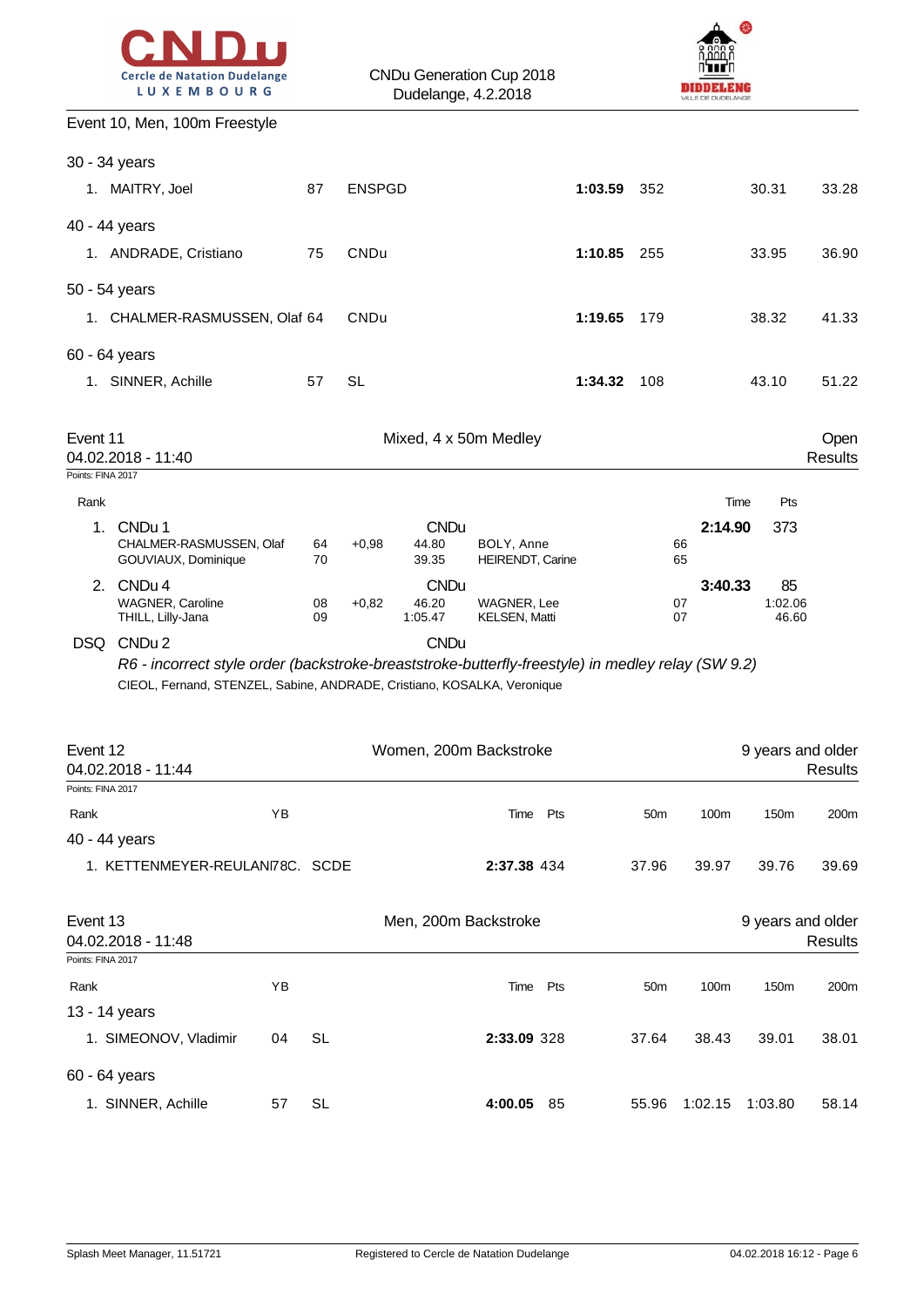CNDu Generation Cup 2018
Dudelange, 4.2.2018

Event 10, Men, 100m Freestyle

30 - 34 years

| Rank | Name | YB | Club | Time | Pts | 50m | 100m |
|---|---|---|---|---|---|---|---|
| 1. | MAITRY, Joel | 87 | ENSPGD | **1:03.59** | 352 | 30.31 | 33.28 |

40 - 44 years

| Rank | Name | YB | Club | Time | Pts | 50m | 100m |
|---|---|---|---|---|---|---|---|
| 1. | ANDRADE, Cristiano | 75 | CNDu | **1:10.85** | 255 | 33.95 | 36.90 |

50 - 54 years

| Rank | Name | YB | Club | Time | Pts | 50m | 100m |
|---|---|---|---|---|---|---|---|
| 1. | CHALMER-RASMUSSEN, Olaf | 64 | CNDu | **1:19.65** | 179 | 38.32 | 41.33 |

60 - 64 years

| Rank | Name | YB | Club | Time | Pts | 50m | 100m |
|---|---|---|---|---|---|---|---|
| 1. | SINNER, Achille | 57 | SL | **1:34.32** | 108 | 43.10 | 51.22 |

## Event 11 — Mixed, 4 x 50m Medley — Open Results

04.02.2018 - 11:40

Points: FINA 2017

| Rank | Team / Swimmers | YB | Reaction | Club / Split | Swimmers | YB | Time | Pts |
|---|---|---|---|---|---|---|---|---|
| 1. | CNDu 1 | | | CNDu | | | **2:14.90** | 373 |
| | CHALMER-RASMUSSEN, Olaf | 64 | +0,98 | 44.80 | BOLY, Anne | 66 | | |
| | GOUVIAUX, Dominique | 70 | | 39.35 | HEIRENDT, Carine | 65 | | |
| 2. | CNDu 4 | | | CNDu | | | **3:40.33** | 85 |
| | WAGNER, Caroline | 08 | +0,82 | 46.20 | WAGNER, Lee | 07 | | 1:02.06 |
| | THILL, Lilly-Jana | 09 | | 1:05.47 | KELSEN, Matti | 07 | | 46.60 |
| DSQ | CNDu 2 | | | CNDu | | | | |

*R6 - incorrect style order (backstroke-breaststroke-butterfly-freestyle) in medley relay (SW 9.2)*

CIEOL, Fernand, STENZEL, Sabine, ANDRADE, Cristiano, KOSALKA, Veronique

## Event 12 — Women, 200m Backstroke — 9 years and older Results

04.02.2018 - 11:44

Points: FINA 2017

40 - 44 years

| Rank | Name | YB | Club | Time | Pts | 50m | 100m | 150m | 200m |
|---|---|---|---|---|---|---|---|---|---|
| 1. | KETTENMEYER-REULANI78C. | | SCDE | **2:37.38** | 434 | 37.96 | 39.97 | 39.76 | 39.69 |

## Event 13 — Men, 200m Backstroke — 9 years and older Results

04.02.2018 - 11:48

Points: FINA 2017

13 - 14 years

| Rank | Name | YB | Club | Time | Pts | 50m | 100m | 150m | 200m |
|---|---|---|---|---|---|---|---|---|---|
| 1. | SIMEONOV, Vladimir | 04 | SL | **2:33.09** | 328 | 37.64 | 38.43 | 39.01 | 38.01 |

60 - 64 years

| Rank | Name | YB | Club | Time | Pts | 50m | 100m | 150m | 200m |
|---|---|---|---|---|---|---|---|---|---|
| 1. | SINNER, Achille | 57 | SL | **4:00.05** | 85 | 55.96 | 1:02.15 | 1:03.80 | 58.14 |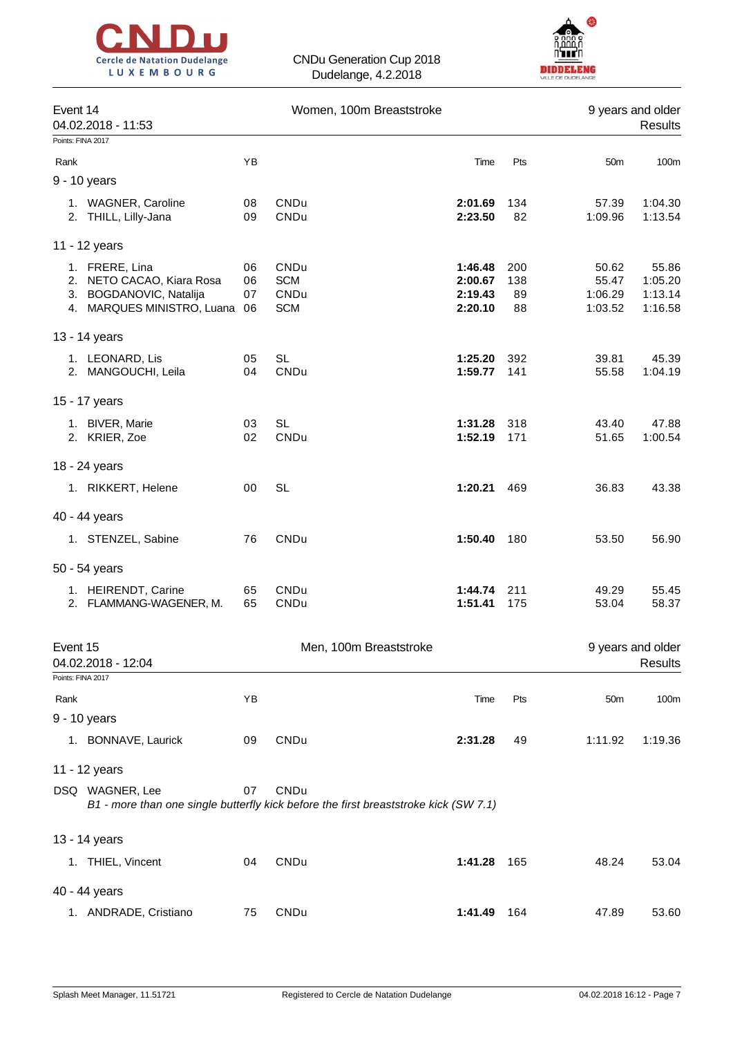CNDu Generation Cup 2018
Dudelange, 4.2.2018

## Event 14 — Women, 100m Breaststroke — 9 years and older

04.02.2018 - 11:53 — Results

Points: FINA 2017

| Rank | Name | YB | Club | Time | Pts | 50m | 100m |
|---|---|---|---|---|---|---|---|
| **9 - 10 years** | | | | | | | |
| 1. | WAGNER, Caroline | 08 | CNDu | **2:01.69** | 134 | 57.39 | 1:04.30 |
| 2. | THILL, Lilly-Jana | 09 | CNDu | **2:23.50** | 82 | 1:09.96 | 1:13.54 |
| **11 - 12 years** | | | | | | | |
| 1. | FRERE, Lina | 06 | CNDu | **1:46.48** | 200 | 50.62 | 55.86 |
| 2. | NETO CACAO, Kiara Rosa | 06 | SCM | **2:00.67** | 138 | 55.47 | 1:05.20 |
| 3. | BOGDANOVIC, Natalija | 07 | CNDu | **2:19.43** | 89 | 1:06.29 | 1:13.14 |
| 4. | MARQUES MINISTRO, Luana | 06 | SCM | **2:20.10** | 88 | 1:03.52 | 1:16.58 |
| **13 - 14 years** | | | | | | | |
| 1. | LEONARD, Lis | 05 | SL | **1:25.20** | 392 | 39.81 | 45.39 |
| 2. | MANGOUCHI, Leila | 04 | CNDu | **1:59.77** | 141 | 55.58 | 1:04.19 |
| **15 - 17 years** | | | | | | | |
| 1. | BIVER, Marie | 03 | SL | **1:31.28** | 318 | 43.40 | 47.88 |
| 2. | KRIER, Zoe | 02 | CNDu | **1:52.19** | 171 | 51.65 | 1:00.54 |
| **18 - 24 years** | | | | | | | |
| 1. | RIKKERT, Helene | 00 | SL | **1:20.21** | 469 | 36.83 | 43.38 |
| **40 - 44 years** | | | | | | | |
| 1. | STENZEL, Sabine | 76 | CNDu | **1:50.40** | 180 | 53.50 | 56.90 |
| **50 - 54 years** | | | | | | | |
| 1. | HEIRENDT, Carine | 65 | CNDu | **1:44.74** | 211 | 49.29 | 55.45 |
| 2. | FLAMMANG-WAGENER, M. | 65 | CNDu | **1:51.41** | 175 | 53.04 | 58.37 |

## Event 15 — Men, 100m Breaststroke — 9 years and older

04.02.2018 - 12:04 — Results

Points: FINA 2017

| Rank | Name | YB | Club | Time | Pts | 50m | 100m |
|---|---|---|---|---|---|---|---|
| **9 - 10 years** | | | | | | | |
| 1. | BONNAVE, Laurick | 09 | CNDu | **2:31.28** | 49 | 1:11.92 | 1:19.36 |
| **11 - 12 years** | | | | | | | |
| DSQ | WAGNER, Lee | 07 | CNDu | | | | |
| | *B1 - more than one single butterfly kick before the first breaststroke kick (SW 7.1)* | | | | | | |
| **13 - 14 years** | | | | | | | |
| 1. | THIEL, Vincent | 04 | CNDu | **1:41.28** | 165 | 48.24 | 53.04 |
| **40 - 44 years** | | | | | | | |
| 1. | ANDRADE, Cristiano | 75 | CNDu | **1:41.49** | 164 | 47.89 | 53.60 |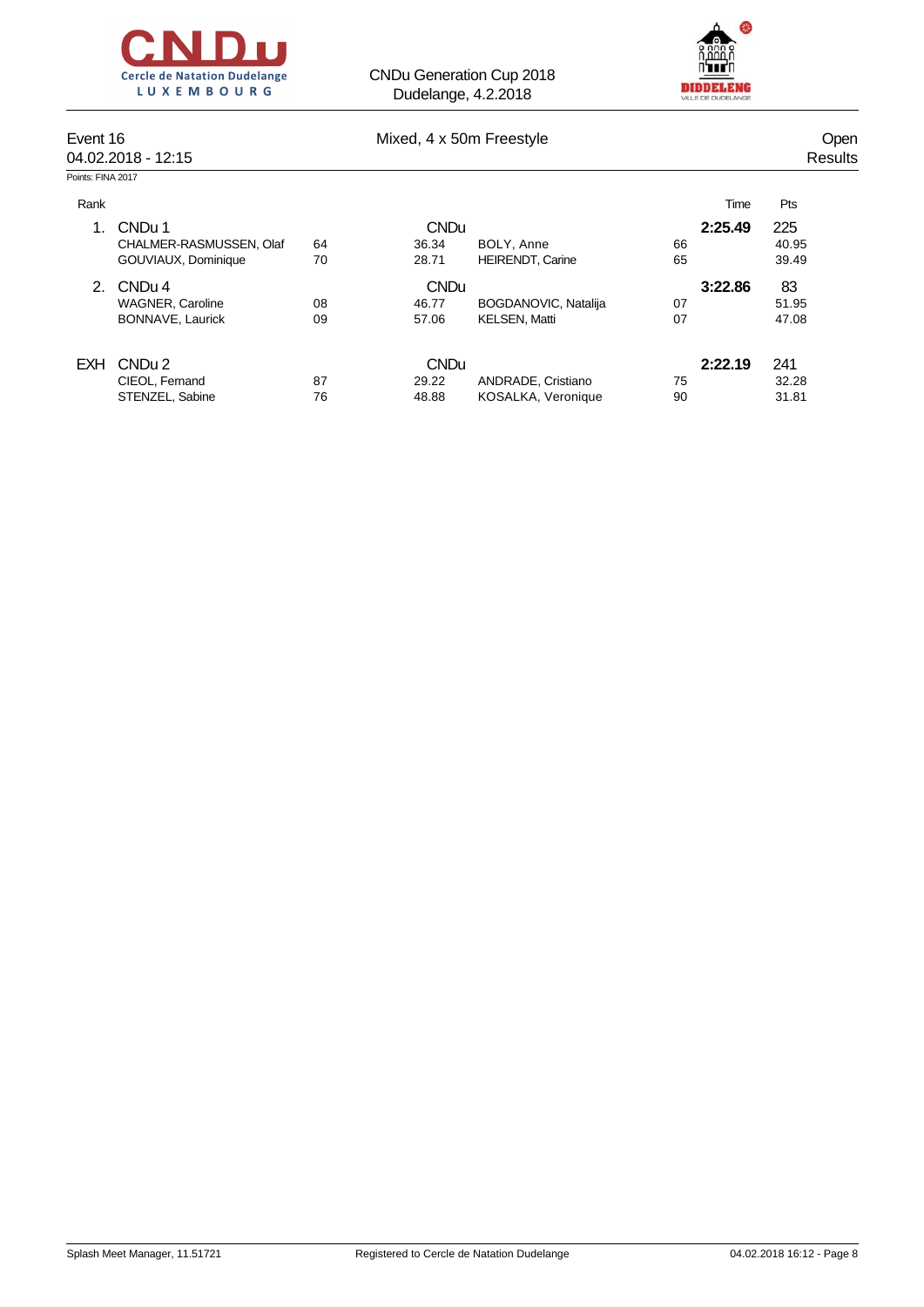CNDu Generation Cup 2018
Dudelange, 4.2.2018

## Event 16 — Mixed, 4 x 50m Freestyle — Open

04.02.2018 - 12:15 — Results

Points: FINA 2017

| Rank | | | | | | | Time | Pts |
|---|---|---|---|---|---|---|---|---|
| 1. | CNDu 1 | | CNDu | | | | **2:25.49** | 225 |
| | CHALMER-RASMUSSEN, Olaf | 64 | 36.34 | BOLY, Anne | 66 | | | 40.95 |
| | GOUVIAUX, Dominique | 70 | 28.71 | HEIRENDT, Carine | 65 | | | 39.49 |
| 2. | CNDu 4 | | CNDu | | | | **3:22.86** | 83 |
| | WAGNER, Caroline | 08 | 46.77 | BOGDANOVIC, Natalija | 07 | | | 51.95 |
| | BONNAVE, Laurick | 09 | 57.06 | KELSEN, Matti | 07 | | | 47.08 |
| EXH | CNDu 2 | | CNDu | | | | **2:22.19** | 241 |
| | CIEOL, Fernand | 87 | 29.22 | ANDRADE, Cristiano | 75 | | | 32.28 |
| | STENZEL, Sabine | 76 | 48.88 | KOSALKA, Veronique | 90 | | | 31.81 |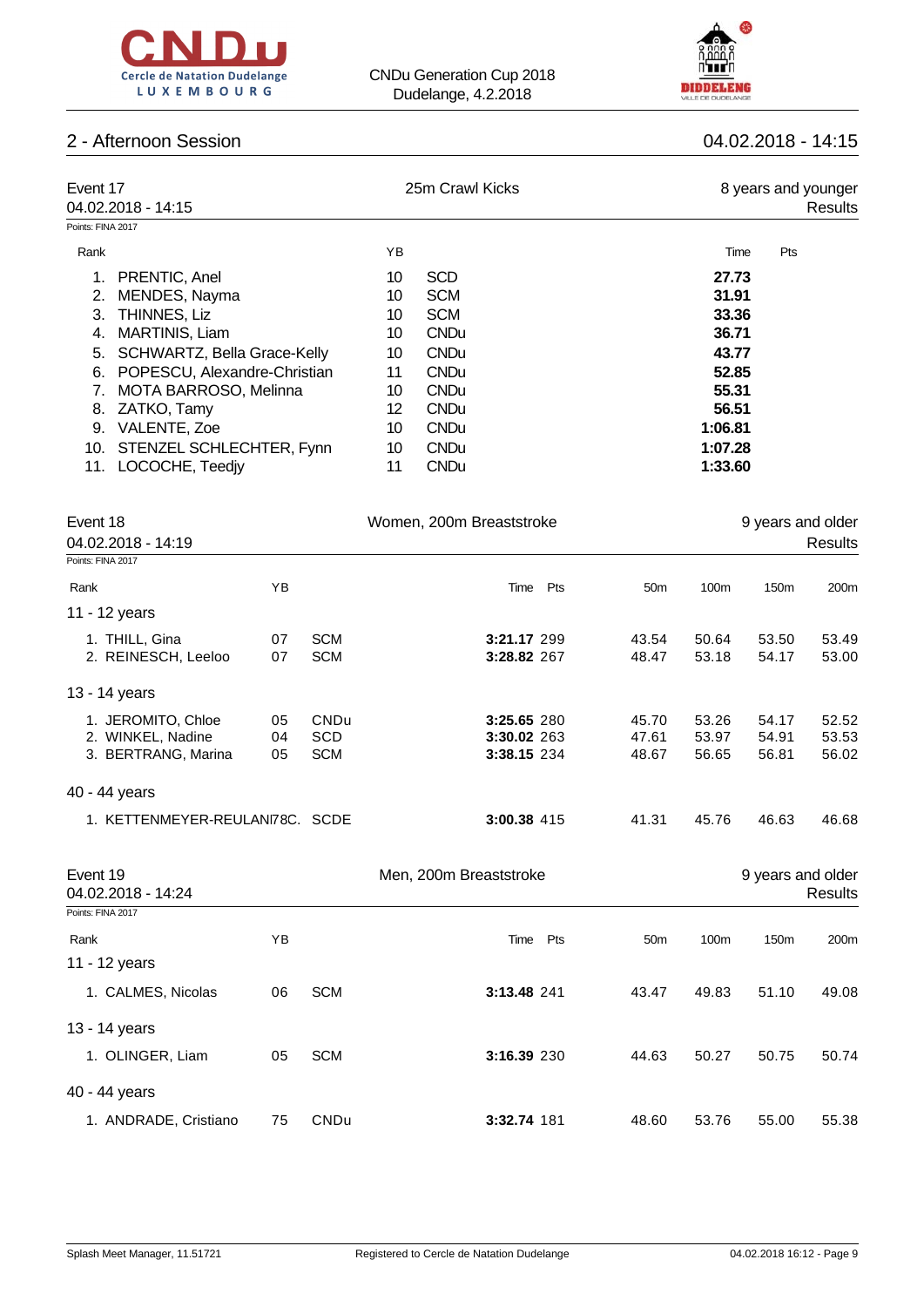## 2 - Afternoon Session

04.02.2018 - 14:15

### Event 17 — 25m Crawl Kicks — 8 years and younger

04.02.2018 - 14:15

Results

Points: FINA 2017

| Rank | Name | YB | Club | Time | Pts |
|---|---|---|---|---|---|
| 1. | PRENTIC, Anel | 10 | SCD | **27.73** | |
| 2. | MENDES, Nayma | 10 | SCM | **31.91** | |
| 3. | THINNES, Liz | 10 | SCM | **33.36** | |
| 4. | MARTINIS, Liam | 10 | CNDu | **36.71** | |
| 5. | SCHWARTZ, Bella Grace-Kelly | 10 | CNDu | **43.77** | |
| 6. | POPESCU, Alexandre-Christian | 11 | CNDu | **52.85** | |
| 7. | MOTA BARROSO, Melinna | 10 | CNDu | **55.31** | |
| 8. | ZATKO, Tamy | 12 | CNDu | **56.51** | |
| 9. | VALENTE, Zoe | 10 | CNDu | **1:06.81** | |
| 10. | STENZEL SCHLECHTER, Fynn | 10 | CNDu | **1:07.28** | |
| 11. | LOCOCHE, Teedjy | 11 | CNDu | **1:33.60** | |

### Event 18 — Women, 200m Breaststroke — 9 years and older

04.02.2018 - 14:19

Results

Points: FINA 2017

| Rank | Name | YB | Club | Time | Pts | 50m | 100m | 150m | 200m |
|---|---|---|---|---|---|---|---|---|---|
| **11 - 12 years** | | | | | | | | | |
| 1. | THILL, Gina | 07 | SCM | **3:21.17** | 299 | 43.54 | 50.64 | 53.50 | 53.49 |
| 2. | REINESCH, Leeloo | 07 | SCM | **3:28.82** | 267 | 48.47 | 53.18 | 54.17 | 53.00 |
| **13 - 14 years** | | | | | | | | | |
| 1. | JEROMITO, Chloe | 05 | CNDu | **3:25.65** | 280 | 45.70 | 53.26 | 54.17 | 52.52 |
| 2. | WINKEL, Nadine | 04 | SCD | **3:30.02** | 263 | 47.61 | 53.97 | 54.91 | 53.53 |
| 3. | BERTRANG, Marina | 05 | SCM | **3:38.15** | 234 | 48.67 | 56.65 | 56.81 | 56.02 |
| **40 - 44 years** | | | | | | | | | |
| 1. | KETTENMEYER-REULANI | 78 | C. SCDE | **3:00.38** | 415 | 41.31 | 45.76 | 46.63 | 46.68 |

### Event 19 — Men, 200m Breaststroke — 9 years and older

04.02.2018 - 14:24

Results

Points: FINA 2017

| Rank | Name | YB | Club | Time | Pts | 50m | 100m | 150m | 200m |
|---|---|---|---|---|---|---|---|---|---|
| **11 - 12 years** | | | | | | | | | |
| 1. | CALMES, Nicolas | 06 | SCM | **3:13.48** | 241 | 43.47 | 49.83 | 51.10 | 49.08 |
| **13 - 14 years** | | | | | | | | | |
| 1. | OLINGER, Liam | 05 | SCM | **3:16.39** | 230 | 44.63 | 50.27 | 50.75 | 50.74 |
| **40 - 44 years** | | | | | | | | | |
| 1. | ANDRADE, Cristiano | 75 | CNDu | **3:32.74** | 181 | 48.60 | 53.76 | 55.00 | 55.38 |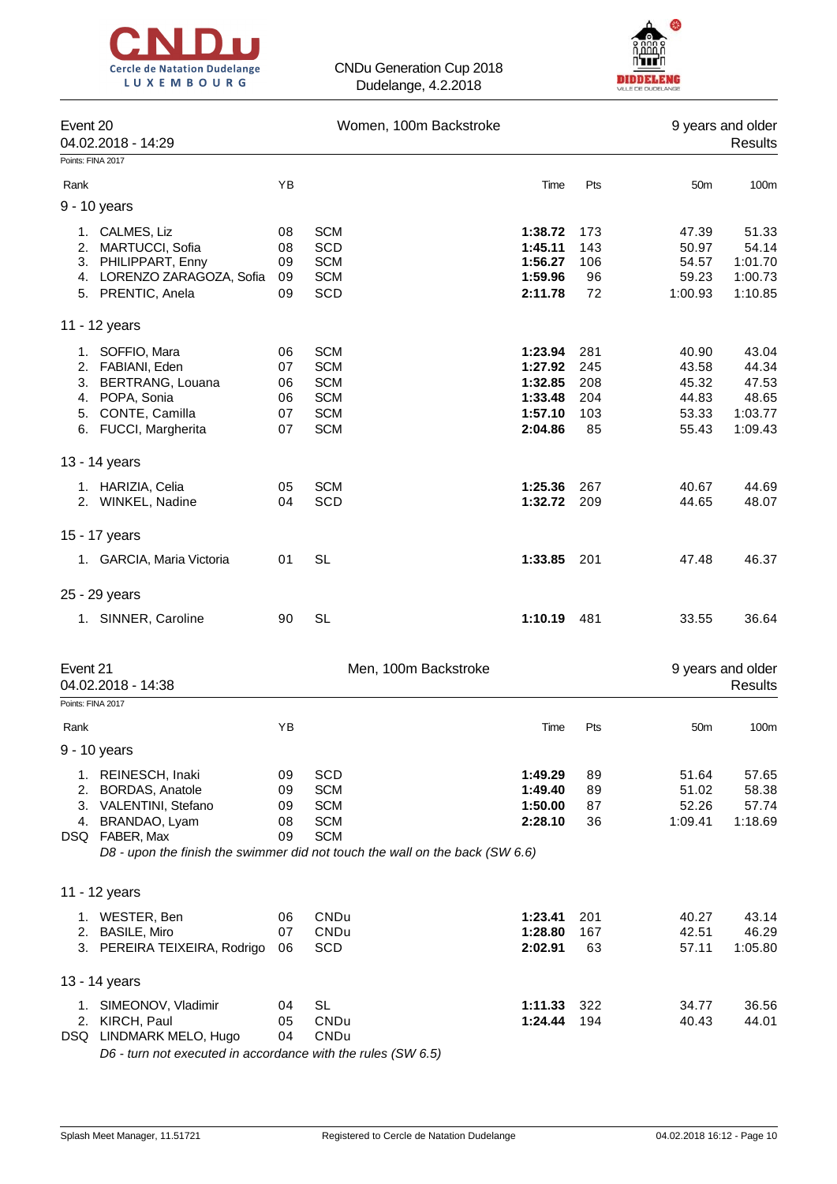CNDu Generation Cup 2018
Dudelange, 4.2.2018

## Event 20 — Women, 100m Backstroke — 9 years and older

04.02.2018 - 14:29 — Results

Points: FINA 2017

| Rank | | YB | | Time | Pts | 50m | 100m |
|---|---|---|---|---|---|---|---|
| **9 - 10 years** | | | | | | | |
| 1. | CALMES, Liz | 08 | SCM | **1:38.72** | 173 | 47.39 | 51.33 |
| 2. | MARTUCCI, Sofia | 08 | SCD | **1:45.11** | 143 | 50.97 | 54.14 |
| 3. | PHILIPPART, Enny | 09 | SCM | **1:56.27** | 106 | 54.57 | 1:01.70 |
| 4. | LORENZO ZARAGOZA, Sofia | 09 | SCM | **1:59.96** | 96 | 59.23 | 1:00.73 |
| 5. | PRENTIC, Anela | 09 | SCD | **2:11.78** | 72 | 1:00.93 | 1:10.85 |
| **11 - 12 years** | | | | | | | |
| 1. | SOFFIO, Mara | 06 | SCM | **1:23.94** | 281 | 40.90 | 43.04 |
| 2. | FABIANI, Eden | 07 | SCM | **1:27.92** | 245 | 43.58 | 44.34 |
| 3. | BERTRANG, Louana | 06 | SCM | **1:32.85** | 208 | 45.32 | 47.53 |
| 4. | POPA, Sonia | 06 | SCM | **1:33.48** | 204 | 44.83 | 48.65 |
| 5. | CONTE, Camilla | 07 | SCM | **1:57.10** | 103 | 53.33 | 1:03.77 |
| 6. | FUCCI, Margherita | 07 | SCM | **2:04.86** | 85 | 55.43 | 1:09.43 |
| **13 - 14 years** | | | | | | | |
| 1. | HARIZIA, Celia | 05 | SCM | **1:25.36** | 267 | 40.67 | 44.69 |
| 2. | WINKEL, Nadine | 04 | SCD | **1:32.72** | 209 | 44.65 | 48.07 |
| **15 - 17 years** | | | | | | | |
| 1. | GARCIA, Maria Victoria | 01 | SL | **1:33.85** | 201 | 47.48 | 46.37 |
| **25 - 29 years** | | | | | | | |
| 1. | SINNER, Caroline | 90 | SL | **1:10.19** | 481 | 33.55 | 36.64 |

## Event 21 — Men, 100m Backstroke — 9 years and older

04.02.2018 - 14:38 — Results

Points: FINA 2017

| Rank | | YB | | Time | Pts | 50m | 100m |
|---|---|---|---|---|---|---|---|
| **9 - 10 years** | | | | | | | |
| 1. | REINESCH, Inaki | 09 | SCD | **1:49.29** | 89 | 51.64 | 57.65 |
| 2. | BORDAS, Anatole | 09 | SCM | **1:49.40** | 89 | 51.02 | 58.38 |
| 3. | VALENTINI, Stefano | 09 | SCM | **1:50.00** | 87 | 52.26 | 57.74 |
| 4. | BRANDAO, Lyam | 08 | SCM | **2:28.10** | 36 | 1:09.41 | 1:18.69 |
| DSQ | FABER, Max | 09 | SCM | | | | |
| | *D8 - upon the finish the swimmer did not touch the wall on the back (SW 6.6)* | | | | | | |
| **11 - 12 years** | | | | | | | |
| 1. | WESTER, Ben | 06 | CNDu | **1:23.41** | 201 | 40.27 | 43.14 |
| 2. | BASILE, Miro | 07 | CNDu | **1:28.80** | 167 | 42.51 | 46.29 |
| 3. | PEREIRA TEIXEIRA, Rodrigo | 06 | SCD | **2:02.91** | 63 | 57.11 | 1:05.80 |
| **13 - 14 years** | | | | | | | |
| 1. | SIMEONOV, Vladimir | 04 | SL | **1:11.33** | 322 | 34.77 | 36.56 |
| 2. | KIRCH, Paul | 05 | CNDu | **1:24.44** | 194 | 40.43 | 44.01 |
| DSQ | LINDMARK MELO, Hugo | 04 | CNDu | | | | |
| | *D6 - turn not executed in accordance with the rules (SW 6.5)* | | | | | | |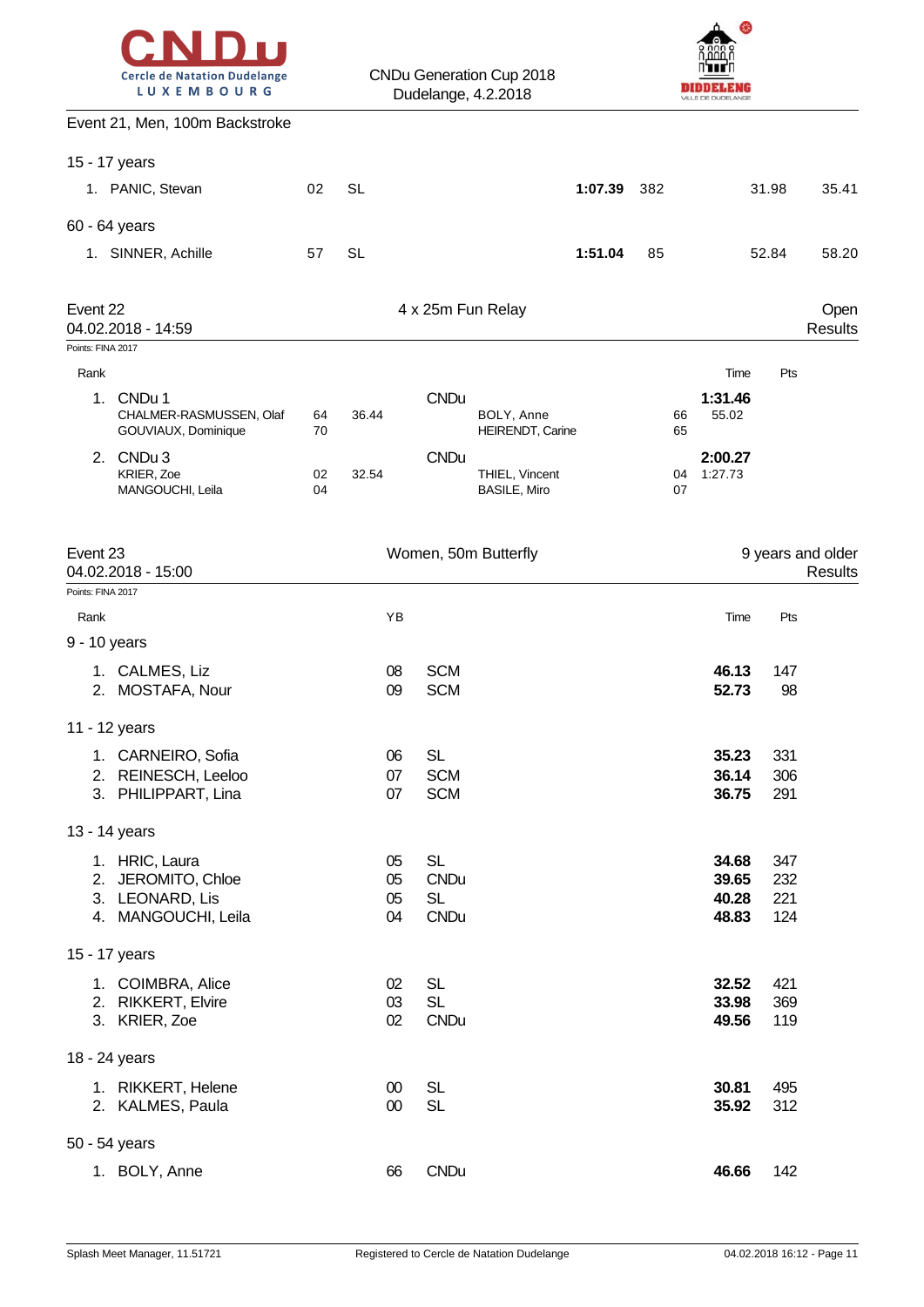Event 21, Men, 100m Backstroke

15 - 17 years

| Rank | Name | YB | Club | Time | Pts | 50m | 100m |
|---|---|---|---|---|---|---|---|
| 1. | PANIC, Stevan | 02 | SL | **1:07.39** | 382 | 31.98 | 35.41 |

60 - 64 years

| Rank | Name | YB | Club | Time | Pts | 50m | 100m |
|---|---|---|---|---|---|---|---|
| 1. | SINNER, Achille | 57 | SL | **1:51.04** | 85 | 52.84 | 58.20 |

Event 22 — 4 x 25m Fun Relay — Open
04.02.2018 - 14:59 — Results

Points: FINA 2017

| Rank | Team | | | Club | | | Time | Pts |
|---|---|---|---|---|---|---|---|---|
| 1. | CNDu 1 | | | CNDu | | | **1:31.46** | |
| | CHALMER-RASMUSSEN, Olaf | 64 | 36.44 | | BOLY, Anne | 66 | 55.02 | |
| | GOUVIAUX, Dominique | 70 | | | HEIRENDT, Carine | 65 | | |
| 2. | CNDu 3 | | | CNDu | | | **2:00.27** | |
| | KRIER, Zoe | 02 | 32.54 | | THIEL, Vincent | 04 | 1:27.73 | |
| | MANGOUCHI, Leila | 04 | | | BASILE, Miro | 07 | | |

Event 23 — Women, 50m Butterfly — 9 years and older
04.02.2018 - 15:00 — Results

Points: FINA 2017

| Rank | Name | YB | Club | Time | Pts |
|---|---|---|---|---|---|
| **9 - 10 years** | | | | | |
| 1. | CALMES, Liz | 08 | SCM | **46.13** | 147 |
| 2. | MOSTAFA, Nour | 09 | SCM | **52.73** | 98 |
| **11 - 12 years** | | | | | |
| 1. | CARNEIRO, Sofia | 06 | SL | **35.23** | 331 |
| 2. | REINESCH, Leeloo | 07 | SCM | **36.14** | 306 |
| 3. | PHILIPPART, Lina | 07 | SCM | **36.75** | 291 |
| **13 - 14 years** | | | | | |
| 1. | HRIC, Laura | 05 | SL | **34.68** | 347 |
| 2. | JEROMITO, Chloe | 05 | CNDu | **39.65** | 232 |
| 3. | LEONARD, Lis | 05 | SL | **40.28** | 221 |
| 4. | MANGOUCHI, Leila | 04 | CNDu | **48.83** | 124 |
| **15 - 17 years** | | | | | |
| 1. | COIMBRA, Alice | 02 | SL | **32.52** | 421 |
| 2. | RIKKERT, Elvire | 03 | SL | **33.98** | 369 |
| 3. | KRIER, Zoe | 02 | CNDu | **49.56** | 119 |
| **18 - 24 years** | | | | | |
| 1. | RIKKERT, Helene | 00 | SL | **30.81** | 495 |
| 2. | KALMES, Paula | 00 | SL | **35.92** | 312 |
| **50 - 54 years** | | | | | |
| 1. | BOLY, Anne | 66 | CNDu | **46.66** | 142 |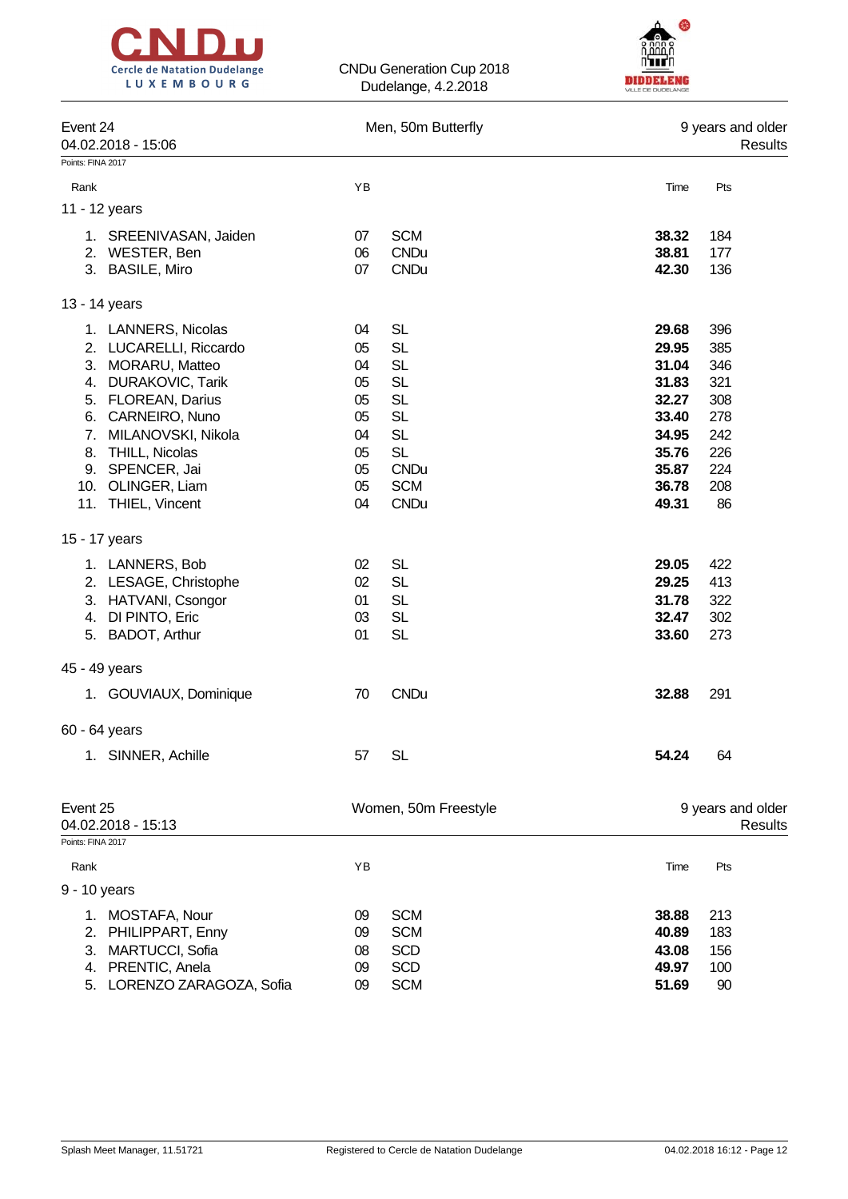CNDu Generation Cup 2018
Dudelange, 4.2.2018

## Event 24 — Men, 50m Butterfly — 9 years and older

04.02.2018 - 15:06 — Results

Points: FINA 2017

| Rank | | YB | | Time | Pts |
|---|---|---|---|---|---|
| **11 - 12 years** | | | | | |
| 1. | SREENIVASAN, Jaiden | 07 | SCM | **38.32** | 184 |
| 2. | WESTER, Ben | 06 | CNDu | **38.81** | 177 |
| 3. | BASILE, Miro | 07 | CNDu | **42.30** | 136 |
| **13 - 14 years** | | | | | |
| 1. | LANNERS, Nicolas | 04 | SL | **29.68** | 396 |
| 2. | LUCARELLI, Riccardo | 05 | SL | **29.95** | 385 |
| 3. | MORARU, Matteo | 04 | SL | **31.04** | 346 |
| 4. | DURAKOVIC, Tarik | 05 | SL | **31.83** | 321 |
| 5. | FLOREAN, Darius | 05 | SL | **32.27** | 308 |
| 6. | CARNEIRO, Nuno | 05 | SL | **33.40** | 278 |
| 7. | MILANOVSKI, Nikola | 04 | SL | **34.95** | 242 |
| 8. | THILL, Nicolas | 05 | SL | **35.76** | 226 |
| 9. | SPENCER, Jai | 05 | CNDu | **35.87** | 224 |
| 10. | OLINGER, Liam | 05 | SCM | **36.78** | 208 |
| 11. | THIEL, Vincent | 04 | CNDu | **49.31** | 86 |
| **15 - 17 years** | | | | | |
| 1. | LANNERS, Bob | 02 | SL | **29.05** | 422 |
| 2. | LESAGE, Christophe | 02 | SL | **29.25** | 413 |
| 3. | HATVANI, Csongor | 01 | SL | **31.78** | 322 |
| 4. | DI PINTO, Eric | 03 | SL | **32.47** | 302 |
| 5. | BADOT, Arthur | 01 | SL | **33.60** | 273 |
| **45 - 49 years** | | | | | |
| 1. | GOUVIAUX, Dominique | 70 | CNDu | **32.88** | 291 |
| **60 - 64 years** | | | | | |
| 1. | SINNER, Achille | 57 | SL | **54.24** | 64 |

## Event 25 — Women, 50m Freestyle — 9 years and older

04.02.2018 - 15:13 — Results

Points: FINA 2017

| Rank | | YB | | Time | Pts |
|---|---|---|---|---|---|
| **9 - 10 years** | | | | | |
| 1. | MOSTAFA, Nour | 09 | SCM | **38.88** | 213 |
| 2. | PHILIPPART, Enny | 09 | SCM | **40.89** | 183 |
| 3. | MARTUCCI, Sofia | 08 | SCD | **43.08** | 156 |
| 4. | PRENTIC, Anela | 09 | SCD | **49.97** | 100 |
| 5. | LORENZO ZARAGOZA, Sofia | 09 | SCM | **51.69** | 90 |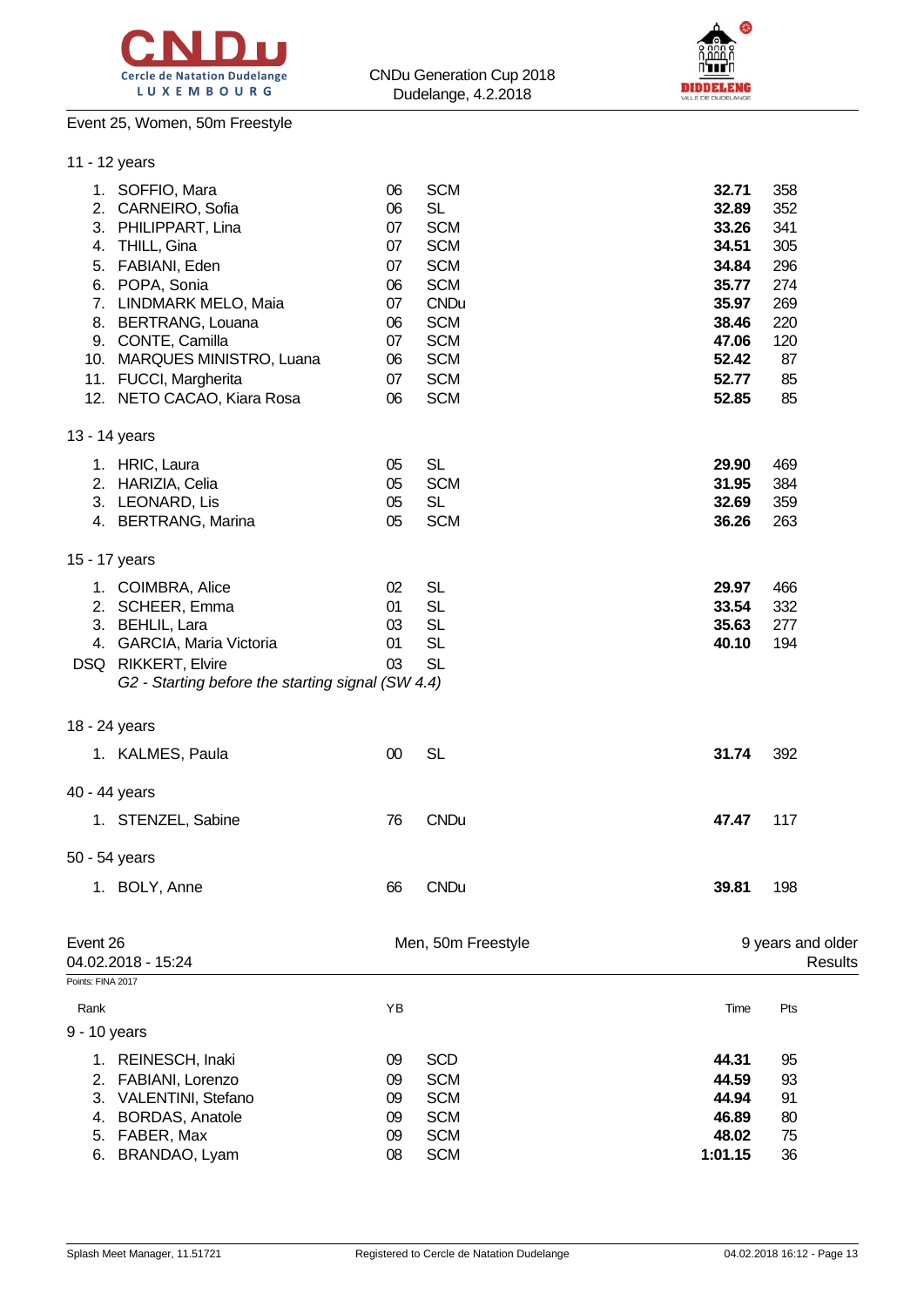Event 25, Women, 50m Freestyle

11 - 12 years

| Rank | Name | YB | Club | Time | Pts |
|---|---|---|---|---|---|
| 1. | SOFFIO, Mara | 06 | SCM | **32.71** | 358 |
| 2. | CARNEIRO, Sofia | 06 | SL | **32.89** | 352 |
| 3. | PHILIPPART, Lina | 07 | SCM | **33.26** | 341 |
| 4. | THILL, Gina | 07 | SCM | **34.51** | 305 |
| 5. | FABIANI, Eden | 07 | SCM | **34.84** | 296 |
| 6. | POPA, Sonia | 06 | SCM | **35.77** | 274 |
| 7. | LINDMARK MELO, Maia | 07 | CNDu | **35.97** | 269 |
| 8. | BERTRANG, Louana | 06 | SCM | **38.46** | 220 |
| 9. | CONTE, Camilla | 07 | SCM | **47.06** | 120 |
| 10. | MARQUES MINISTRO, Luana | 06 | SCM | **52.42** | 87 |
| 11. | FUCCI, Margherita | 07 | SCM | **52.77** | 85 |
| 12. | NETO CACAO, Kiara Rosa | 06 | SCM | **52.85** | 85 |

13 - 14 years

| Rank | Name | YB | Club | Time | Pts |
|---|---|---|---|---|---|
| 1. | HRIC, Laura | 05 | SL | **29.90** | 469 |
| 2. | HARIZIA, Celia | 05 | SCM | **31.95** | 384 |
| 3. | LEONARD, Lis | 05 | SL | **32.69** | 359 |
| 4. | BERTRANG, Marina | 05 | SCM | **36.26** | 263 |

15 - 17 years

| Rank | Name | YB | Club | Time | Pts |
|---|---|---|---|---|---|
| 1. | COIMBRA, Alice | 02 | SL | **29.97** | 466 |
| 2. | SCHEER, Emma | 01 | SL | **33.54** | 332 |
| 3. | BEHLIL, Lara | 03 | SL | **35.63** | 277 |
| 4. | GARCIA, Maria Victoria | 01 | SL | **40.10** | 194 |
| DSQ | RIKKERT, Elvire | 03 | SL | | |

*G2 - Starting before the starting signal (SW 4.4)*

18 - 24 years

| Rank | Name | YB | Club | Time | Pts |
|---|---|---|---|---|---|
| 1. | KALMES, Paula | 00 | SL | **31.74** | 392 |

40 - 44 years

| Rank | Name | YB | Club | Time | Pts |
|---|---|---|---|---|---|
| 1. | STENZEL, Sabine | 76 | CNDu | **47.47** | 117 |

50 - 54 years

| Rank | Name | YB | Club | Time | Pts |
|---|---|---|---|---|---|
| 1. | BOLY, Anne | 66 | CNDu | **39.81** | 198 |

Event 26 — Men, 50m Freestyle — 9 years and older

04.02.2018 - 15:24 — Results

Points: FINA 2017

9 - 10 years

| Rank | Name | YB | Club | Time | Pts |
|---|---|---|---|---|---|
| 1. | REINESCH, Inaki | 09 | SCD | **44.31** | 95 |
| 2. | FABIANI, Lorenzo | 09 | SCM | **44.59** | 93 |
| 3. | VALENTINI, Stefano | 09 | SCM | **44.94** | 91 |
| 4. | BORDAS, Anatole | 09 | SCM | **46.89** | 80 |
| 5. | FABER, Max | 09 | SCM | **48.02** | 75 |
| 6. | BRANDAO, Lyam | 08 | SCM | **1:01.15** | 36 |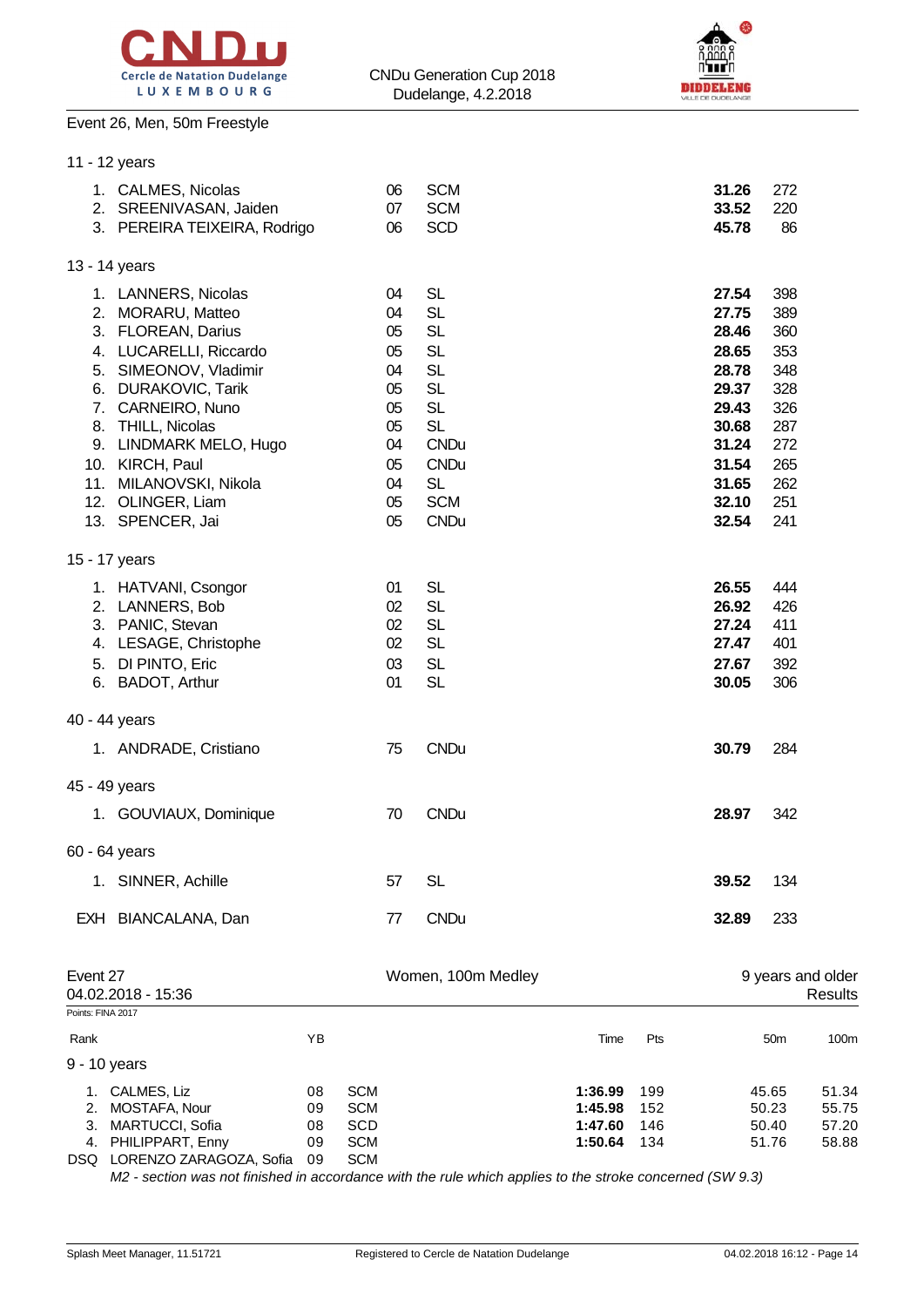## Event 26, Men, 50m Freestyle

### 11 - 12 years

| Rank | Name | YB | Club | Time | Pts |
|---|---|---|---|---|---|
| 1. | CALMES, Nicolas | 06 | SCM | **31.26** | 272 |
| 2. | SREENIVASAN, Jaiden | 07 | SCM | **33.52** | 220 |
| 3. | PEREIRA TEIXEIRA, Rodrigo | 06 | SCD | **45.78** | 86 |

### 13 - 14 years

| Rank | Name | YB | Club | Time | Pts |
|---|---|---|---|---|---|
| 1. | LANNERS, Nicolas | 04 | SL | **27.54** | 398 |
| 2. | MORARU, Matteo | 04 | SL | **27.75** | 389 |
| 3. | FLOREAN, Darius | 05 | SL | **28.46** | 360 |
| 4. | LUCARELLI, Riccardo | 05 | SL | **28.65** | 353 |
| 5. | SIMEONOV, Vladimir | 04 | SL | **28.78** | 348 |
| 6. | DURAKOVIC, Tarik | 05 | SL | **29.37** | 328 |
| 7. | CARNEIRO, Nuno | 05 | SL | **29.43** | 326 |
| 8. | THILL, Nicolas | 05 | SL | **30.68** | 287 |
| 9. | LINDMARK MELO, Hugo | 04 | CNDu | **31.24** | 272 |
| 10. | KIRCH, Paul | 05 | CNDu | **31.54** | 265 |
| 11. | MILANOVSKI, Nikola | 04 | SL | **31.65** | 262 |
| 12. | OLINGER, Liam | 05 | SCM | **32.10** | 251 |
| 13. | SPENCER, Jai | 05 | CNDu | **32.54** | 241 |

### 15 - 17 years

| Rank | Name | YB | Club | Time | Pts |
|---|---|---|---|---|---|
| 1. | HATVANI, Csongor | 01 | SL | **26.55** | 444 |
| 2. | LANNERS, Bob | 02 | SL | **26.92** | 426 |
| 3. | PANIC, Stevan | 02 | SL | **27.24** | 411 |
| 4. | LESAGE, Christophe | 02 | SL | **27.47** | 401 |
| 5. | DI PINTO, Eric | 03 | SL | **27.67** | 392 |
| 6. | BADOT, Arthur | 01 | SL | **30.05** | 306 |

### 40 - 44 years

| Rank | Name | YB | Club | Time | Pts |
|---|---|---|---|---|---|
| 1. | ANDRADE, Cristiano | 75 | CNDu | **30.79** | 284 |

### 45 - 49 years

| Rank | Name | YB | Club | Time | Pts |
|---|---|---|---|---|---|
| 1. | GOUVIAUX, Dominique | 70 | CNDu | **28.97** | 342 |

### 60 - 64 years

| Rank | Name | YB | Club | Time | Pts |
|---|---|---|---|---|---|
| 1. | SINNER, Achille | 57 | SL | **39.52** | 134 |
| EXH | BIANCALANA, Dan | 77 | CNDu | **32.89** | 233 |

## Event 27 — Women, 100m Medley — 9 years and older

04.02.2018 - 15:36 — Results

Points: FINA 2017

### 9 - 10 years

| Rank | Name | YB | Club | Time | Pts | 50m | 100m |
|---|---|---|---|---|---|---|---|
| 1. | CALMES, Liz | 08 | SCM | **1:36.99** | 199 | 45.65 | 51.34 |
| 2. | MOSTAFA, Nour | 09 | SCM | **1:45.98** | 152 | 50.23 | 55.75 |
| 3. | MARTUCCI, Sofia | 08 | SCD | **1:47.60** | 146 | 50.40 | 57.20 |
| 4. | PHILIPPART, Enny | 09 | SCM | **1:50.64** | 134 | 51.76 | 58.88 |
| DSQ | LORENZO ZARAGOZA, Sofia | 09 | SCM | | | | |

*M2 - section was not finished in accordance with the rule which applies to the stroke concerned (SW 9.3)*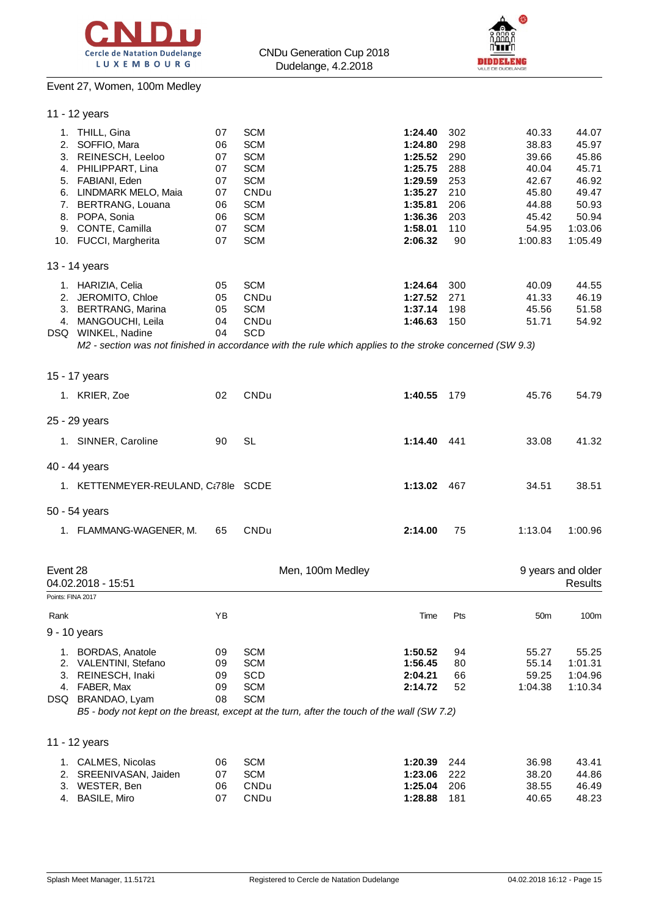CNDu Generation Cup 2018
Dudelange, 4.2.2018

## Event 27, Women, 100m Medley

### 11 - 12 years

| Rank | Name | YB | Club | Time | Pts | 50m | 100m |
|---|---|---|---|---|---|---|---|
| 1. | THILL, Gina | 07 | SCM | **1:24.40** | 302 | 40.33 | 44.07 |
| 2. | SOFFIO, Mara | 06 | SCM | **1:24.80** | 298 | 38.83 | 45.97 |
| 3. | REINESCH, Leeloo | 07 | SCM | **1:25.52** | 290 | 39.66 | 45.86 |
| 4. | PHILIPPART, Lina | 07 | SCM | **1:25.75** | 288 | 40.04 | 45.71 |
| 5. | FABIANI, Eden | 07 | SCM | **1:29.59** | 253 | 42.67 | 46.92 |
| 6. | LINDMARK MELO, Maia | 07 | CNDu | **1:35.27** | 210 | 45.80 | 49.47 |
| 7. | BERTRANG, Louana | 06 | SCM | **1:35.81** | 206 | 44.88 | 50.93 |
| 8. | POPA, Sonia | 06 | SCM | **1:36.36** | 203 | 45.42 | 50.94 |
| 9. | CONTE, Camilla | 07 | SCM | **1:58.01** | 110 | 54.95 | 1:03.06 |
| 10. | FUCCI, Margherita | 07 | SCM | **2:06.32** | 90 | 1:00.83 | 1:05.49 |

### 13 - 14 years

| Rank | Name | YB | Club | Time | Pts | 50m | 100m |
|---|---|---|---|---|---|---|---|
| 1. | HARIZIA, Celia | 05 | SCM | **1:24.64** | 300 | 40.09 | 44.55 |
| 2. | JEROMITO, Chloe | 05 | CNDu | **1:27.52** | 271 | 41.33 | 46.19 |
| 3. | BERTRANG, Marina | 05 | SCM | **1:37.14** | 198 | 45.56 | 51.58 |
| 4. | MANGOUCHI, Leila | 04 | CNDu | **1:46.63** | 150 | 51.71 | 54.92 |
| DSQ | WINKEL, Nadine | 04 | SCD | | | | |

*M2 - section was not finished in accordance with the rule which applies to the stroke concerned (SW 9.3)*

### 15 - 17 years

| Rank | Name | YB | Club | Time | Pts | 50m | 100m |
|---|---|---|---|---|---|---|---|
| 1. | KRIER, Zoe | 02 | CNDu | **1:40.55** | 179 | 45.76 | 54.79 |

### 25 - 29 years

| Rank | Name | YB | Club | Time | Pts | 50m | 100m |
|---|---|---|---|---|---|---|---|
| 1. | SINNER, Caroline | 90 | SL | **1:14.40** | 441 | 33.08 | 41.32 |

### 40 - 44 years

| Rank | Name | YB | Club | Time | Pts | 50m | 100m |
|---|---|---|---|---|---|---|---|
| 1. | KETTENMEYER-REULAND, Ca | 78 | SCDE | **1:13.02** | 467 | 34.51 | 38.51 |

### 50 - 54 years

| Rank | Name | YB | Club | Time | Pts | 50m | 100m |
|---|---|---|---|---|---|---|---|
| 1. | FLAMMANG-WAGENER, M. | 65 | CNDu | **2:14.00** | 75 | 1:13.04 | 1:00.96 |

## Event 28 — Men, 100m Medley — 9 years and older

04.02.2018 - 15:51 — Results

Points: FINA 2017

### 9 - 10 years

| Rank | Name | YB | Club | Time | Pts | 50m | 100m |
|---|---|---|---|---|---|---|---|
| 1. | BORDAS, Anatole | 09 | SCM | **1:50.52** | 94 | 55.27 | 55.25 |
| 2. | VALENTINI, Stefano | 09 | SCM | **1:56.45** | 80 | 55.14 | 1:01.31 |
| 3. | REINESCH, Inaki | 09 | SCD | **2:04.21** | 66 | 59.25 | 1:04.96 |
| 4. | FABER, Max | 09 | SCM | **2:14.72** | 52 | 1:04.38 | 1:10.34 |
| DSQ | BRANDAO, Lyam | 08 | SCM | | | | |

*B5 - body not kept on the breast, except at the turn, after the touch of the wall (SW 7.2)*

### 11 - 12 years

| Rank | Name | YB | Club | Time | Pts | 50m | 100m |
|---|---|---|---|---|---|---|---|
| 1. | CALMES, Nicolas | 06 | SCM | **1:20.39** | 244 | 36.98 | 43.41 |
| 2. | SREENIVASAN, Jaiden | 07 | SCM | **1:23.06** | 222 | 38.20 | 44.86 |
| 3. | WESTER, Ben | 06 | CNDu | **1:25.04** | 206 | 38.55 | 46.49 |
| 4. | BASILE, Miro | 07 | CNDu | **1:28.88** | 181 | 40.65 | 48.23 |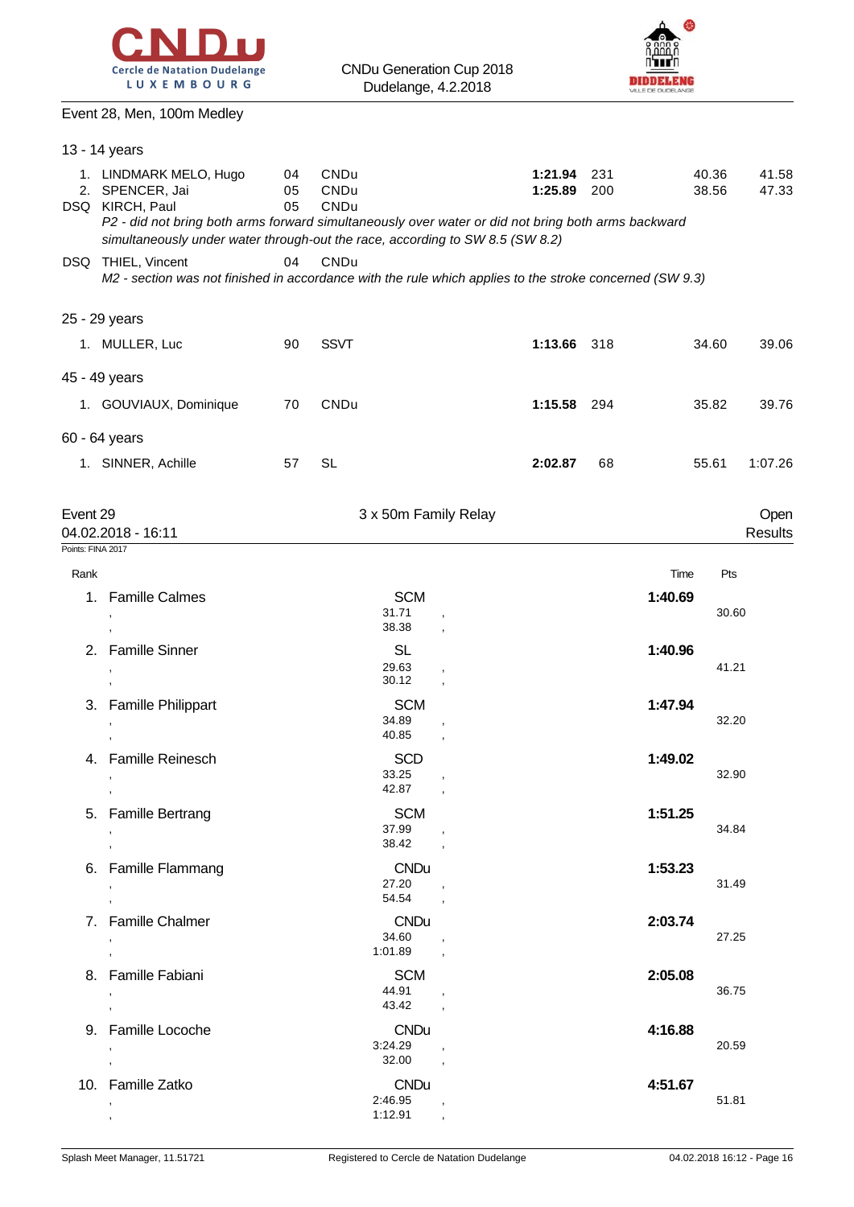Event 28, Men, 100m Medley

13 - 14 years

| Rank | Name | YB | Club | Time | Pts | 50m | 100m |
|---|---|---|---|---|---|---|---|
| 1. | LINDMARK MELO, Hugo | 04 | CNDu | **1:21.94** | 231 | 40.36 | 41.58 |
| 2. | SPENCER, Jai | 05 | CNDu | **1:25.89** | 200 | 38.56 | 47.33 |
| DSQ | KIRCH, Paul | 05 | CNDu | | | | |

*P2 - did not bring both arms forward simultaneously over water or did not bring both arms backward simultaneously under water through-out the race, according to SW 8.5 (SW 8.2)*

| Rank | Name | YB | Club |
|---|---|---|---|
| DSQ | THIEL, Vincent | 04 | CNDu |

*M2 - section was not finished in accordance with the rule which applies to the stroke concerned (SW 9.3)*

25 - 29 years

| Rank | Name | YB | Club | Time | Pts | 50m | 100m |
|---|---|---|---|---|---|---|---|
| 1. | MULLER, Luc | 90 | SSVT | **1:13.66** | 318 | 34.60 | 39.06 |

45 - 49 years

| Rank | Name | YB | Club | Time | Pts | 50m | 100m |
|---|---|---|---|---|---|---|---|
| 1. | GOUVIAUX, Dominique | 70 | CNDu | **1:15.58** | 294 | 35.82 | 39.76 |

60 - 64 years

| Rank | Name | YB | Club | Time | Pts | 50m | 100m |
|---|---|---|---|---|---|---|---|
| 1. | SINNER, Achille | 57 | SL | **2:02.87** | 68 | 55.61 | 1:07.26 |

Event 29 — 3 x 50m Family Relay — Open Results

04.02.2018 - 16:11

Points: FINA 2017

| Rank | Team | Club / Splits | Time | Pts |
|---|---|---|---|---|
| 1. | Famille Calmes | SCM | **1:40.69** | |
| | , | 31.71 , | | 30.60 |
| | , | 38.38 , | | |
| 2. | Famille Sinner | SL | **1:40.96** | |
| | , | 29.63 , | | 41.21 |
| | , | 30.12 , | | |
| 3. | Famille Philippart | SCM | **1:47.94** | |
| | , | 34.89 , | | 32.20 |
| | , | 40.85 , | | |
| 4. | Famille Reinesch | SCD | **1:49.02** | |
| | , | 33.25 , | | 32.90 |
| | , | 42.87 , | | |
| 5. | Famille Bertrang | SCM | **1:51.25** | |
| | , | 37.99 , | | 34.84 |
| | , | 38.42 , | | |
| 6. | Famille Flammang | CNDu | **1:53.23** | |
| | , | 27.20 , | | 31.49 |
| | , | 54.54 , | | |
| 7. | Famille Chalmer | CNDu | **2:03.74** | |
| | , | 34.60 , | | 27.25 |
| | , | 1:01.89 , | | |
| 8. | Famille Fabiani | SCM | **2:05.08** | |
| | , | 44.91 , | | 36.75 |
| | , | 43.42 , | | |
| 9. | Famille Locoche | CNDu | **4:16.88** | |
| | , | 3:24.29 , | | 20.59 |
| | , | 32.00 , | | |
| 10. | Famille Zatko | CNDu | **4:51.67** | |
| | , | 2:46.95 , | | 51.81 |
| | , | 1:12.91 , | | |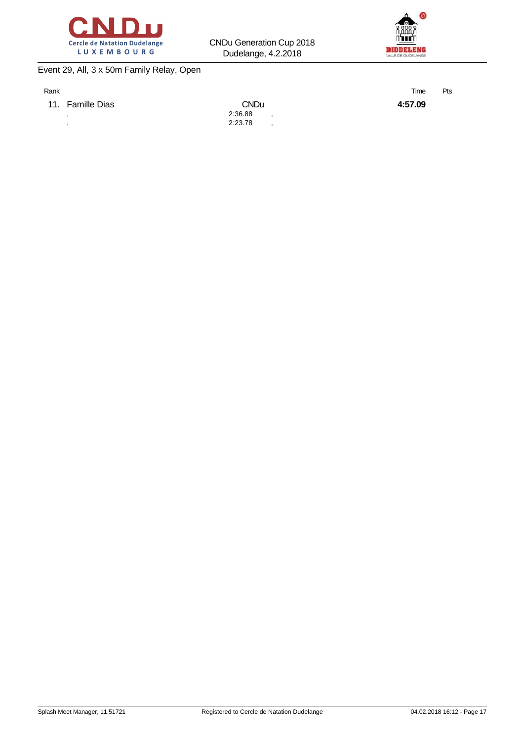Event 29, All, 3 x 50m Family Relay, Open

| Rank | | | Time | Pts |
|---|---|---|---|---|
| 11. | Famille Dias | CNDu | **4:57.09** | |
| | , | 2:36.88 , | | |
| | , | 2:23.78 , | | |